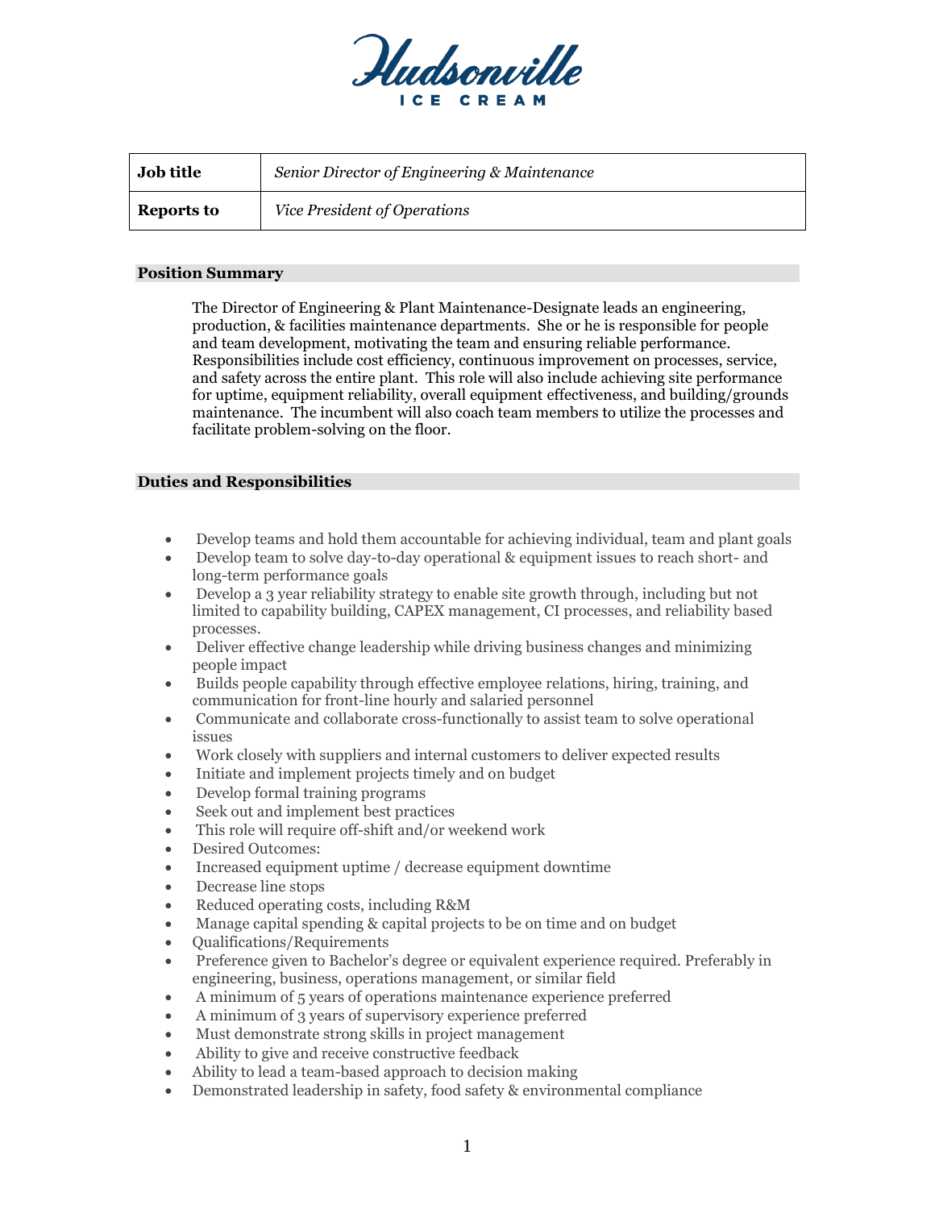# Hudsonville ICE CREAM

| Job title | *Senior Director of Engineering & Maintenance* |
|---|---|
| **Reports to** | *Vice President of Operations* |

## Position Summary

The Director of Engineering & Plant Maintenance-Designate leads an engineering, production, & facilities maintenance departments. She or he is responsible for people and team development, motivating the team and ensuring reliable performance. Responsibilities include cost efficiency, continuous improvement on processes, service, and safety across the entire plant. This role will also include achieving site performance for uptime, equipment reliability, overall equipment effectiveness, and building/grounds maintenance. The incumbent will also coach team members to utilize the processes and facilitate problem-solving on the floor.

## Duties and Responsibilities

- Develop teams and hold them accountable for achieving individual, team and plant goals
- Develop team to solve day-to-day operational & equipment issues to reach short- and long-term performance goals
- Develop a 3 year reliability strategy to enable site growth through, including but not limited to capability building, CAPEX management, CI processes, and reliability based processes.
- Deliver effective change leadership while driving business changes and minimizing people impact
- Builds people capability through effective employee relations, hiring, training, and communication for front-line hourly and salaried personnel
- Communicate and collaborate cross-functionally to assist team to solve operational issues
- Work closely with suppliers and internal customers to deliver expected results
- Initiate and implement projects timely and on budget
- Develop formal training programs
- Seek out and implement best practices
- This role will require off-shift and/or weekend work
- Desired Outcomes:
- Increased equipment uptime / decrease equipment downtime
- Decrease line stops
- Reduced operating costs, including R&M
- Manage capital spending & capital projects to be on time and on budget
- Qualifications/Requirements
- Preference given to Bachelor's degree or equivalent experience required. Preferably in engineering, business, operations management, or similar field
- A minimum of 5 years of operations maintenance experience preferred
- A minimum of 3 years of supervisory experience preferred
- Must demonstrate strong skills in project management
- Ability to give and receive constructive feedback
- Ability to lead a team-based approach to decision making
- Demonstrated leadership in safety, food safety & environmental compliance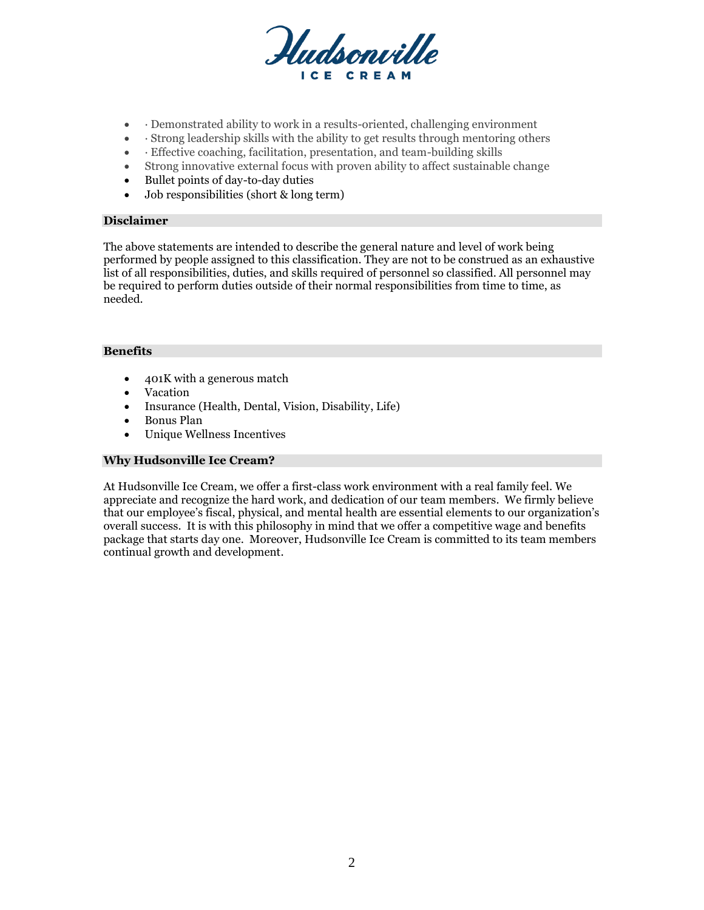- · Demonstrated ability to work in a results-oriented, challenging environment
- · Strong leadership skills with the ability to get results through mentoring others
- · Effective coaching, facilitation, presentation, and team-building skills
- Strong innovative external focus with proven ability to affect sustainable change
- Bullet points of day-to-day duties
- Job responsibilities (short & long term)

## Disclaimer

The above statements are intended to describe the general nature and level of work being performed by people assigned to this classification. They are not to be construed as an exhaustive list of all responsibilities, duties, and skills required of personnel so classified. All personnel may be required to perform duties outside of their normal responsibilities from time to time, as needed.

## Benefits

- 401K with a generous match
- Vacation
- Insurance (Health, Dental, Vision, Disability, Life)
- Bonus Plan
- Unique Wellness Incentives

## Why Hudsonville Ice Cream?

At Hudsonville Ice Cream, we offer a first-class work environment with a real family feel. We appreciate and recognize the hard work, and dedication of our team members. We firmly believe that our employee's fiscal, physical, and mental health are essential elements to our organization's overall success. It is with this philosophy in mind that we offer a competitive wage and benefits package that starts day one. Moreover, Hudsonville Ice Cream is committed to its team members continual growth and development.